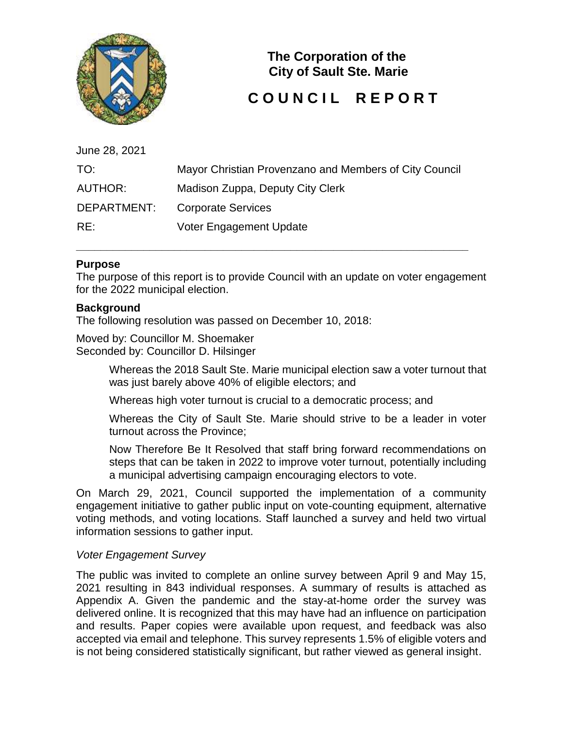# The Corporation of the City of Sault Ste. Marie

# C O U N C I L   R E P O R T

June 28, 2021

TO: Mayor Christian Provenzano and Members of City Council

AUTHOR: Madison Zuppa, Deputy City Clerk

DEPARTMENT: Corporate Services

RE: Voter Engagement Update

---

**Purpose**

The purpose of this report is to provide Council with an update on voter engagement for the 2022 municipal election.

**Background**

The following resolution was passed on December 10, 2018:

Moved by: Councillor M. Shoemaker
Seconded by: Councillor D. Hilsinger

> Whereas the 2018 Sault Ste. Marie municipal election saw a voter turnout that was just barely above 40% of eligible electors; and
>
> Whereas high voter turnout is crucial to a democratic process; and
>
> Whereas the City of Sault Ste. Marie should strive to be a leader in voter turnout across the Province;
>
> Now Therefore Be It Resolved that staff bring forward recommendations on steps that can be taken in 2022 to improve voter turnout, potentially including a municipal advertising campaign encouraging electors to vote.

On March 29, 2021, Council supported the implementation of a community engagement initiative to gather public input on vote-counting equipment, alternative voting methods, and voting locations. Staff launched a survey and held two virtual information sessions to gather input.

*Voter Engagement Survey*

The public was invited to complete an online survey between April 9 and May 15, 2021 resulting in 843 individual responses. A summary of results is attached as Appendix A. Given the pandemic and the stay-at-home order the survey was delivered online. It is recognized that this may have had an influence on participation and results. Paper copies were available upon request, and feedback was also accepted via email and telephone. This survey represents 1.5% of eligible voters and is not being considered statistically significant, but rather viewed as general insight.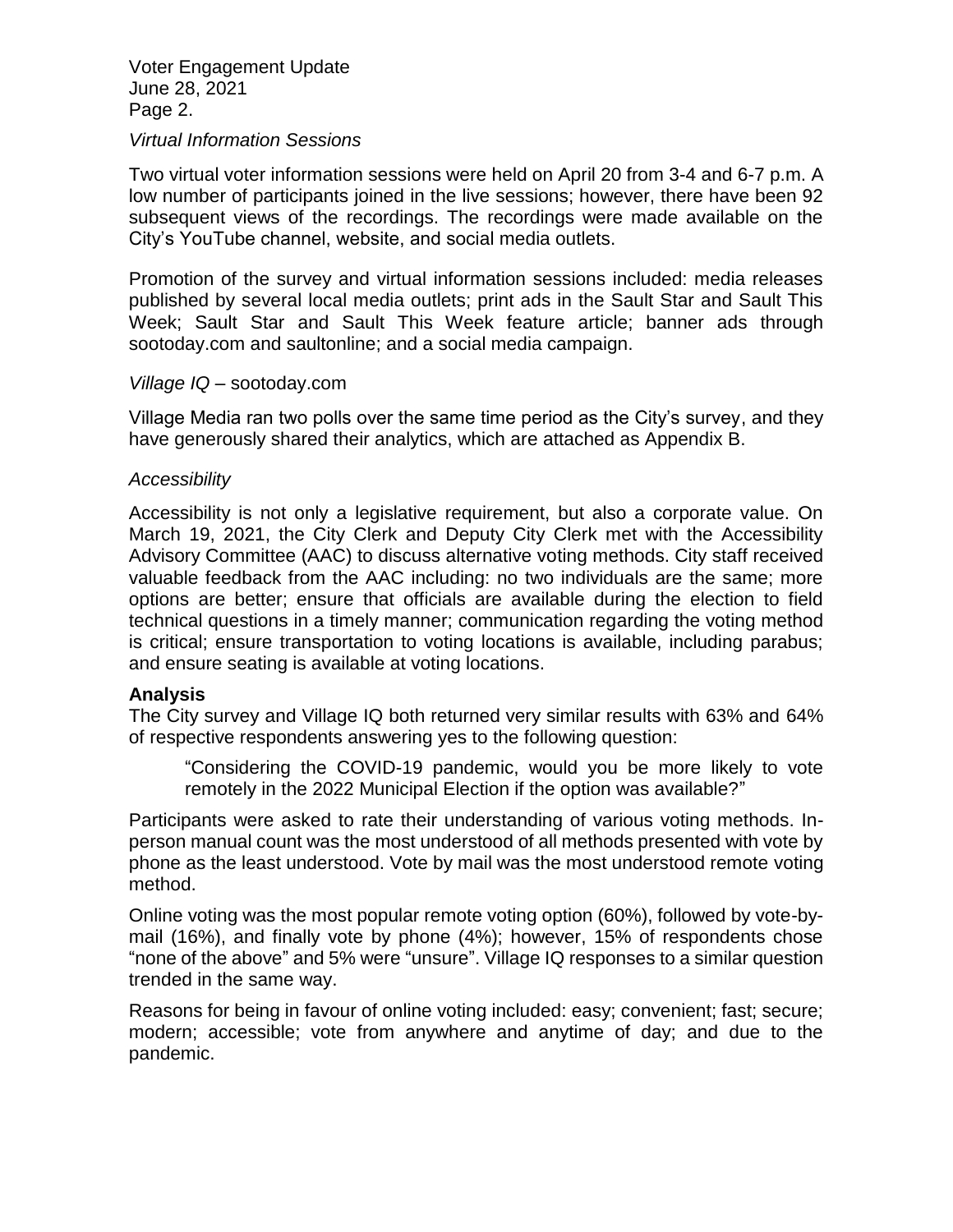*Virtual Information Sessions*

Two virtual voter information sessions were held on April 20 from 3-4 and 6-7 p.m. A low number of participants joined in the live sessions; however, there have been 92 subsequent views of the recordings. The recordings were made available on the City's YouTube channel, website, and social media outlets.

Promotion of the survey and virtual information sessions included: media releases published by several local media outlets; print ads in the Sault Star and Sault This Week; Sault Star and Sault This Week feature article; banner ads through sootoday.com and saultonline; and a social media campaign.

*Village IQ* – sootoday.com

Village Media ran two polls over the same time period as the City's survey, and they have generously shared their analytics, which are attached as Appendix B.

*Accessibility*

Accessibility is not only a legislative requirement, but also a corporate value. On March 19, 2021, the City Clerk and Deputy City Clerk met with the Accessibility Advisory Committee (AAC) to discuss alternative voting methods. City staff received valuable feedback from the AAC including: no two individuals are the same; more options are better; ensure that officials are available during the election to field technical questions in a timely manner; communication regarding the voting method is critical; ensure transportation to voting locations is available, including parabus; and ensure seating is available at voting locations.

**Analysis**

The City survey and Village IQ both returned very similar results with 63% and 64% of respective respondents answering yes to the following question:

> "Considering the COVID-19 pandemic, would you be more likely to vote remotely in the 2022 Municipal Election if the option was available?"

Participants were asked to rate their understanding of various voting methods. In-person manual count was the most understood of all methods presented with vote by phone as the least understood. Vote by mail was the most understood remote voting method.

Online voting was the most popular remote voting option (60%), followed by vote-by-mail (16%), and finally vote by phone (4%); however, 15% of respondents chose "none of the above" and 5% were "unsure". Village IQ responses to a similar question trended in the same way.

Reasons for being in favour of online voting included: easy; convenient; fast; secure; modern; accessible; vote from anywhere and anytime of day; and due to the pandemic.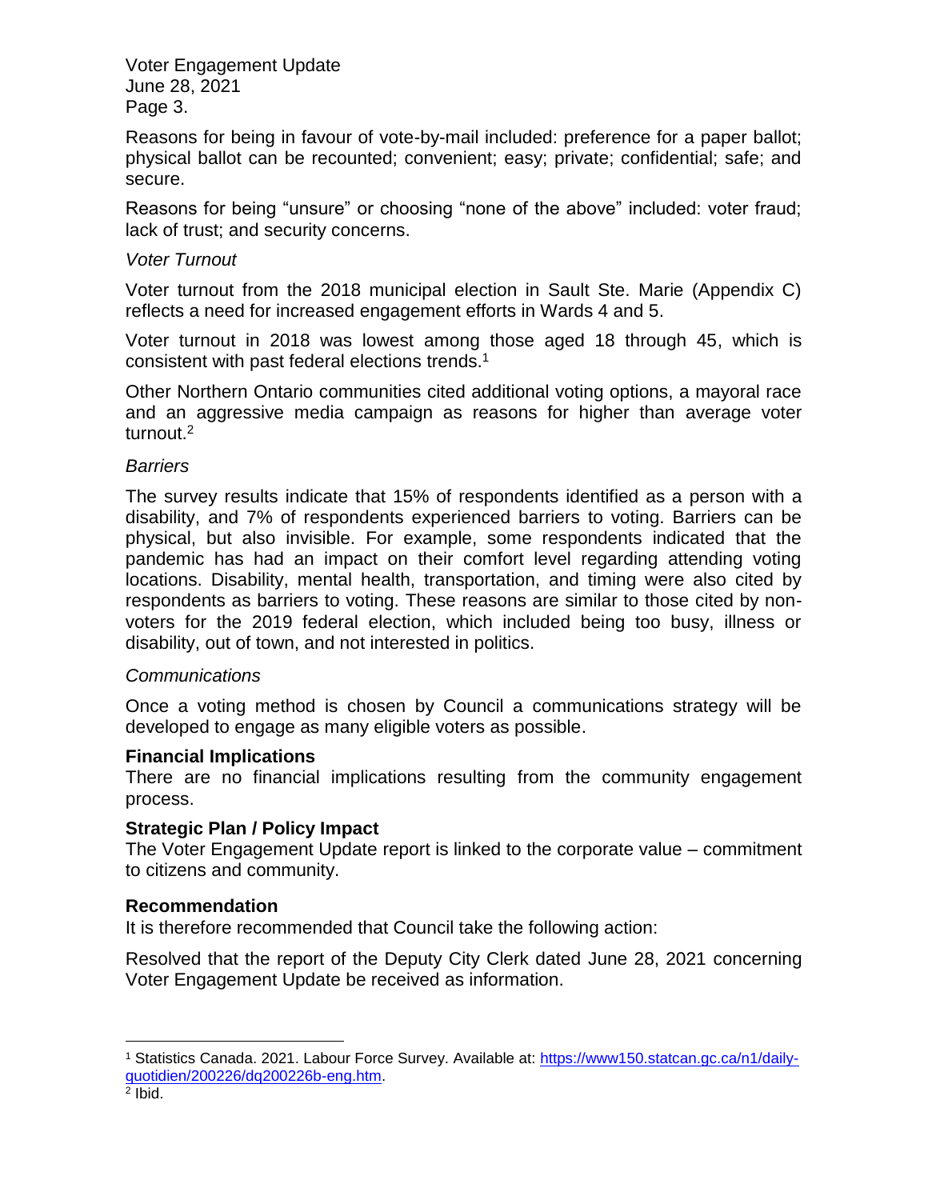Reasons for being in favour of vote-by-mail included: preference for a paper ballot; physical ballot can be recounted; convenient; easy; private; confidential; safe; and secure.

Reasons for being "unsure" or choosing "none of the above" included: voter fraud; lack of trust; and security concerns.

*Voter Turnout*

Voter turnout from the 2018 municipal election in Sault Ste. Marie (Appendix C) reflects a need for increased engagement efforts in Wards 4 and 5.

Voter turnout in 2018 was lowest among those aged 18 through 45, which is consistent with past federal elections trends.[1]

Other Northern Ontario communities cited additional voting options, a mayoral race and an aggressive media campaign as reasons for higher than average voter turnout.[2]

*Barriers*

The survey results indicate that 15% of respondents identified as a person with a disability, and 7% of respondents experienced barriers to voting. Barriers can be physical, but also invisible. For example, some respondents indicated that the pandemic has had an impact on their comfort level regarding attending voting locations. Disability, mental health, transportation, and timing were also cited by respondents as barriers to voting. These reasons are similar to those cited by non-voters for the 2019 federal election, which included being too busy, illness or disability, out of town, and not interested in politics.

*Communications*

Once a voting method is chosen by Council a communications strategy will be developed to engage as many eligible voters as possible.

**Financial Implications**

There are no financial implications resulting from the community engagement process.

**Strategic Plan / Policy Impact**

The Voter Engagement Update report is linked to the corporate value – commitment to citizens and community.

**Recommendation**

It is therefore recommended that Council take the following action:

Resolved that the report of the Deputy City Clerk dated June 28, 2021 concerning Voter Engagement Update be received as information.

---

[1] Statistics Canada. 2021. Labour Force Survey. Available at: [https://www150.statcan.gc.ca/n1/daily-quotidien/200226/dq200226b-eng.htm](https://www150.statcan.gc.ca/n1/daily-quotidien/200226/dq200226b-eng.htm).

[2] Ibid.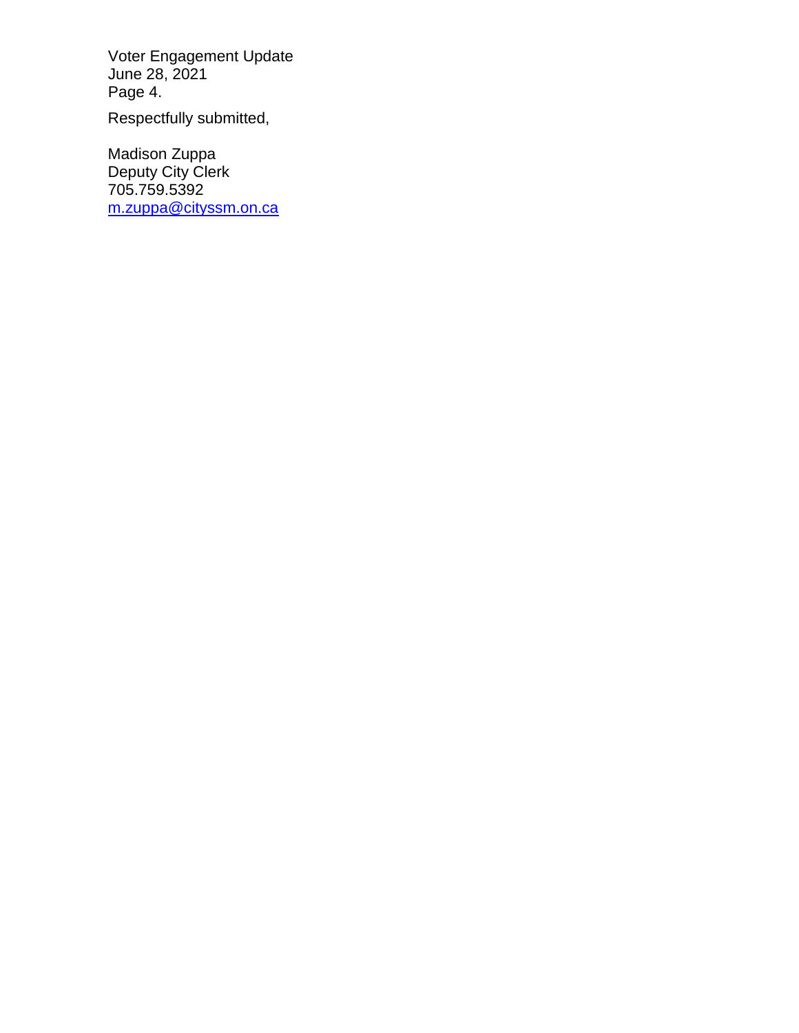Respectfully submitted,

Madison Zuppa
Deputy City Clerk
705.759.5392
m.zuppa@cityssm.on.ca